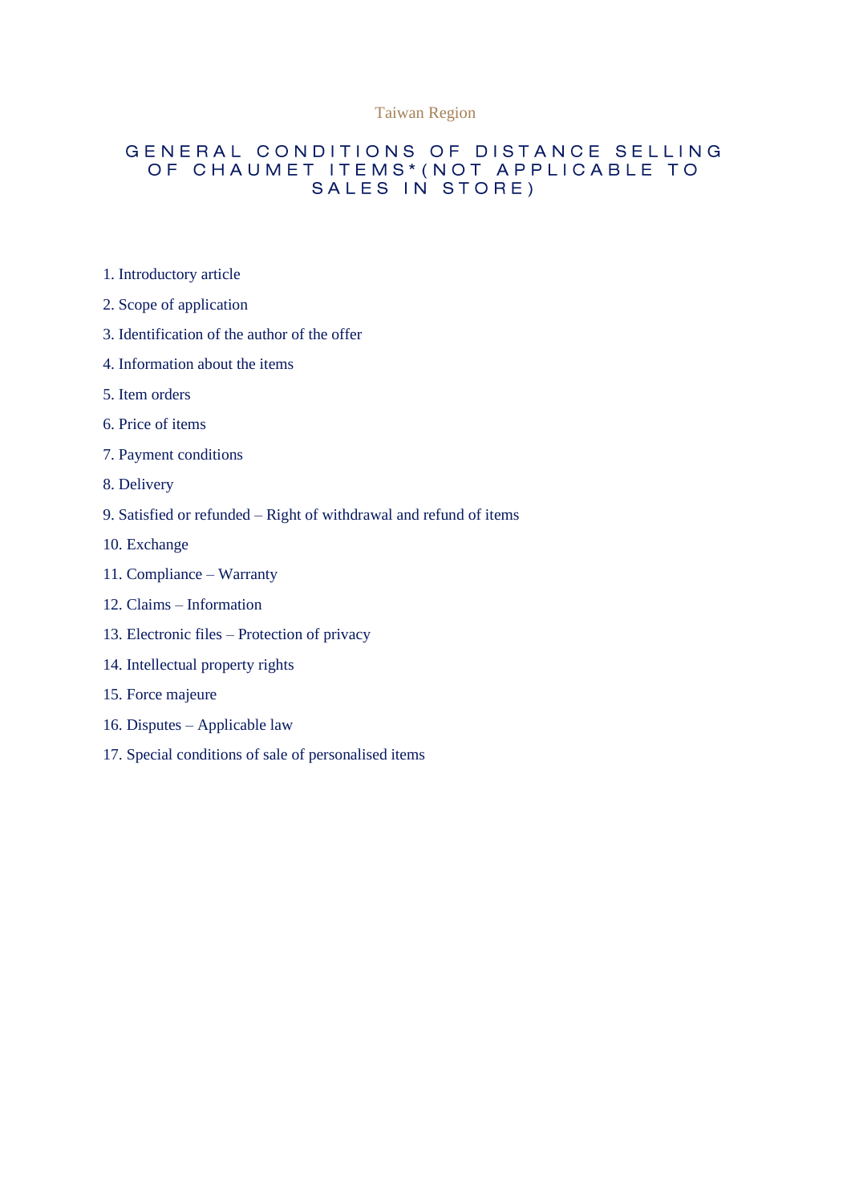Taiwan Region

# GENERAL CONDITIONS OF DISTANCE SELLING OF CHAUMET ITEMS*(NOT APPLICABLE TO SALES IN STORE)

1. Introductory article
2. Scope of application
3. Identification of the author of the offer
4. Information about the items
5. Item orders
6. Price of items
7. Payment conditions
8. Delivery
9. Satisfied or refunded – Right of withdrawal and refund of items
10. Exchange
11. Compliance – Warranty
12. Claims – Information
13. Electronic files – Protection of privacy
14. Intellectual property rights
15. Force majeure
16. Disputes – Applicable law
17. Special conditions of sale of personalised items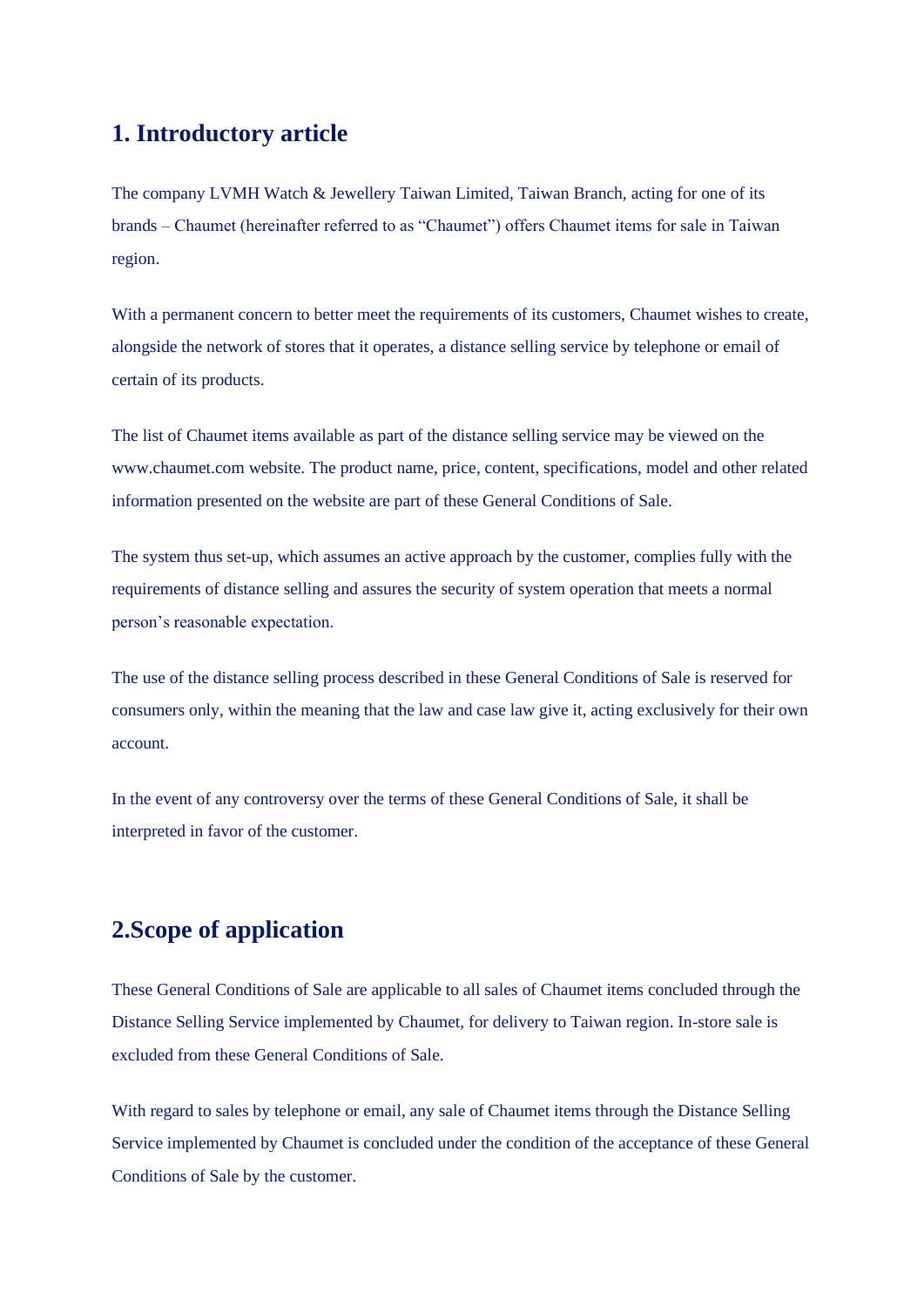## 1. Introductory article

The company LVMH Watch & Jewellery Taiwan Limited, Taiwan Branch, acting for one of its brands – Chaumet (hereinafter referred to as "Chaumet") offers Chaumet items for sale in Taiwan region.

With a permanent concern to better meet the requirements of its customers, Chaumet wishes to create, alongside the network of stores that it operates, a distance selling service by telephone or email of certain of its products.

The list of Chaumet items available as part of the distance selling service may be viewed on the www.chaumet.com website. The product name, price, content, specifications, model and other related information presented on the website are part of these General Conditions of Sale.

The system thus set-up, which assumes an active approach by the customer, complies fully with the requirements of distance selling and assures the security of system operation that meets a normal person's reasonable expectation.

The use of the distance selling process described in these General Conditions of Sale is reserved for consumers only, within the meaning that the law and case law give it, acting exclusively for their own account.

In the event of any controversy over the terms of these General Conditions of Sale, it shall be interpreted in favor of the customer.

## 2.Scope of application

These General Conditions of Sale are applicable to all sales of Chaumet items concluded through the Distance Selling Service implemented by Chaumet, for delivery to Taiwan region. In-store sale is excluded from these General Conditions of Sale.

With regard to sales by telephone or email, any sale of Chaumet items through the Distance Selling Service implemented by Chaumet is concluded under the condition of the acceptance of these General Conditions of Sale by the customer.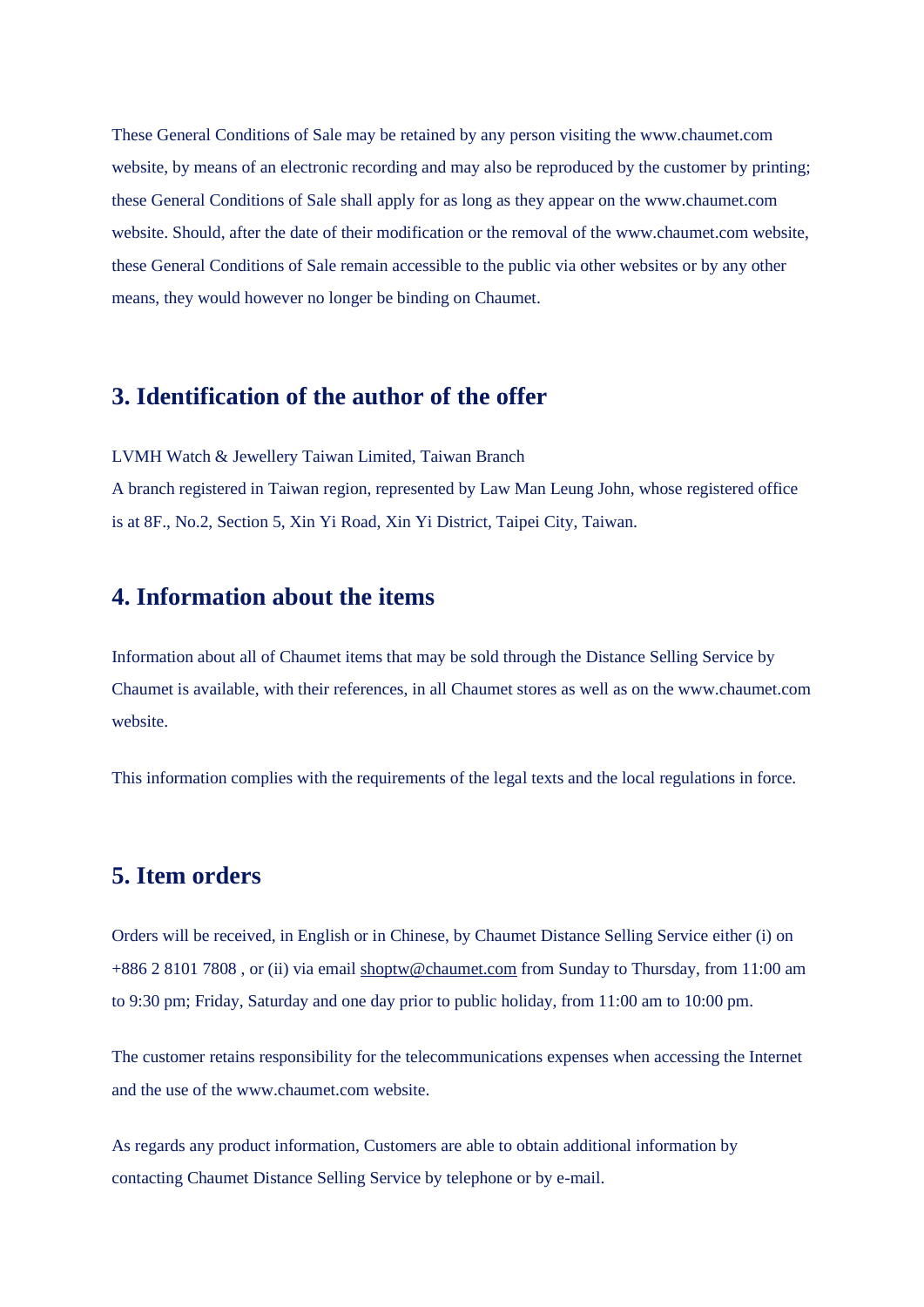These General Conditions of Sale may be retained by any person visiting the www.chaumet.com website, by means of an electronic recording and may also be reproduced by the customer by printing; these General Conditions of Sale shall apply for as long as they appear on the www.chaumet.com website. Should, after the date of their modification or the removal of the www.chaumet.com website, these General Conditions of Sale remain accessible to the public via other websites or by any other means, they would however no longer be binding on Chaumet.

## 3. Identification of the author of the offer

LVMH Watch & Jewellery Taiwan Limited, Taiwan Branch
A branch registered in Taiwan region, represented by Law Man Leung John, whose registered office is at 8F., No.2, Section 5, Xin Yi Road, Xin Yi District, Taipei City, Taiwan.

## 4. Information about the items

Information about all of Chaumet items that may be sold through the Distance Selling Service by Chaumet is available, with their references, in all Chaumet stores as well as on the www.chaumet.com website.

This information complies with the requirements of the legal texts and the local regulations in force.

## 5. Item orders

Orders will be received, in English or in Chinese, by Chaumet Distance Selling Service either (i) on +886 2 8101 7808 , or (ii) via email shoptw@chaumet.com from Sunday to Thursday, from 11:00 am to 9:30 pm; Friday, Saturday and one day prior to public holiday, from 11:00 am to 10:00 pm.

The customer retains responsibility for the telecommunications expenses when accessing the Internet and the use of the www.chaumet.com website.

As regards any product information, Customers are able to obtain additional information by contacting Chaumet Distance Selling Service by telephone or by e-mail.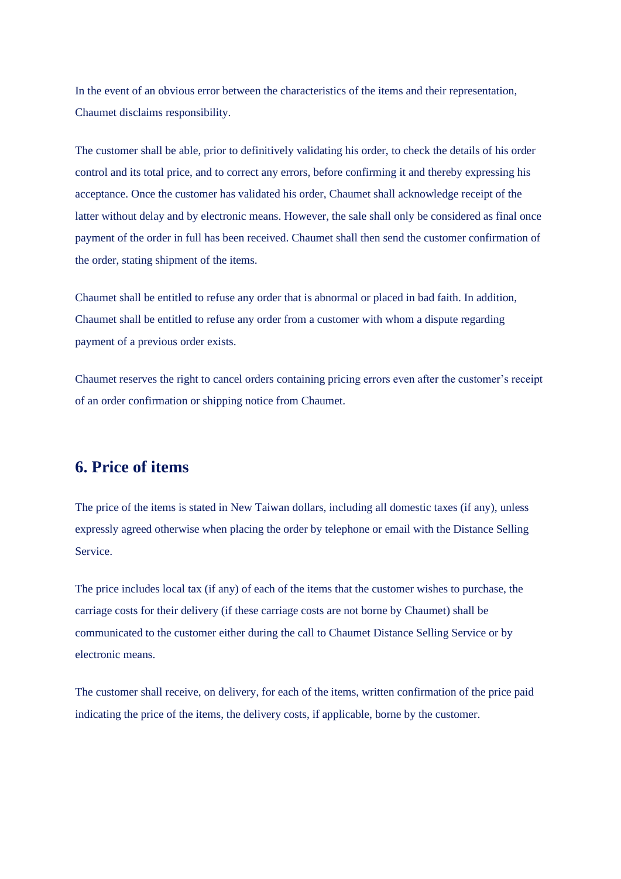In the event of an obvious error between the characteristics of the items and their representation, Chaumet disclaims responsibility.

The customer shall be able, prior to definitively validating his order, to check the details of his order control and its total price, and to correct any errors, before confirming it and thereby expressing his acceptance. Once the customer has validated his order, Chaumet shall acknowledge receipt of the latter without delay and by electronic means. However, the sale shall only be considered as final once payment of the order in full has been received. Chaumet shall then send the customer confirmation of the order, stating shipment of the items.

Chaumet shall be entitled to refuse any order that is abnormal or placed in bad faith. In addition, Chaumet shall be entitled to refuse any order from a customer with whom a dispute regarding payment of a previous order exists.

Chaumet reserves the right to cancel orders containing pricing errors even after the customer's receipt of an order confirmation or shipping notice from Chaumet.

## 6. Price of items

The price of the items is stated in New Taiwan dollars, including all domestic taxes (if any), unless expressly agreed otherwise when placing the order by telephone or email with the Distance Selling Service.

The price includes local tax (if any) of each of the items that the customer wishes to purchase, the carriage costs for their delivery (if these carriage costs are not borne by Chaumet) shall be communicated to the customer either during the call to Chaumet Distance Selling Service or by electronic means.

The customer shall receive, on delivery, for each of the items, written confirmation of the price paid indicating the price of the items, the delivery costs, if applicable, borne by the customer.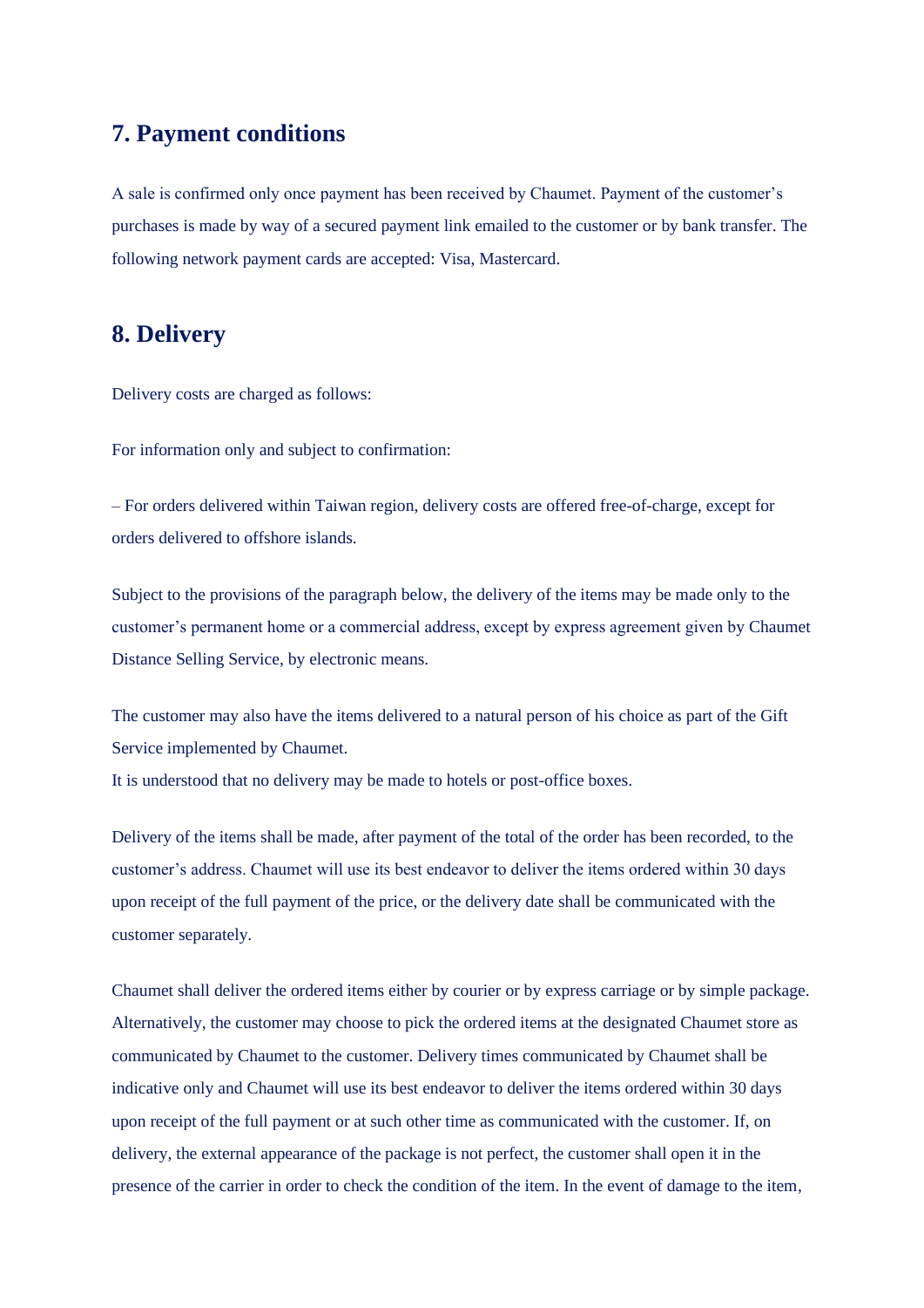## 7. Payment conditions

A sale is confirmed only once payment has been received by Chaumet. Payment of the customer's purchases is made by way of a secured payment link emailed to the customer or by bank transfer. The following network payment cards are accepted: Visa, Mastercard.

## 8. Delivery

Delivery costs are charged as follows:

For information only and subject to confirmation:

– For orders delivered within Taiwan region, delivery costs are offered free-of-charge, except for orders delivered to offshore islands.

Subject to the provisions of the paragraph below, the delivery of the items may be made only to the customer's permanent home or a commercial address, except by express agreement given by Chaumet Distance Selling Service, by electronic means.

The customer may also have the items delivered to a natural person of his choice as part of the Gift Service implemented by Chaumet.
It is understood that no delivery may be made to hotels or post-office boxes.

Delivery of the items shall be made, after payment of the total of the order has been recorded, to the customer's address. Chaumet will use its best endeavor to deliver the items ordered within 30 days upon receipt of the full payment of the price, or the delivery date shall be communicated with the customer separately.

Chaumet shall deliver the ordered items either by courier or by express carriage or by simple package. Alternatively, the customer may choose to pick the ordered items at the designated Chaumet store as communicated by Chaumet to the customer. Delivery times communicated by Chaumet shall be indicative only and Chaumet will use its best endeavor to deliver the items ordered within 30 days upon receipt of the full payment or at such other time as communicated with the customer. If, on delivery, the external appearance of the package is not perfect, the customer shall open it in the presence of the carrier in order to check the condition of the item. In the event of damage to the item,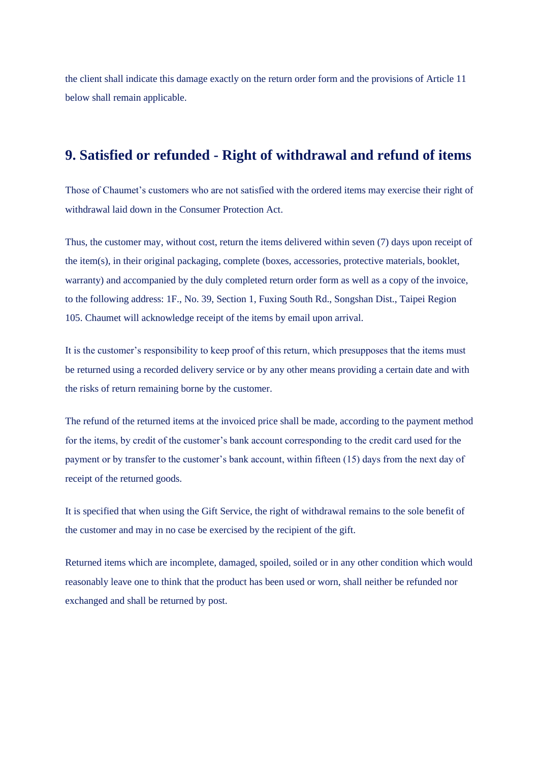the client shall indicate this damage exactly on the return order form and the provisions of Article 11 below shall remain applicable.

## 9. Satisfied or refunded - Right of withdrawal and refund of items

Those of Chaumet's customers who are not satisfied with the ordered items may exercise their right of withdrawal laid down in the Consumer Protection Act.

Thus, the customer may, without cost, return the items delivered within seven (7) days upon receipt of the item(s), in their original packaging, complete (boxes, accessories, protective materials, booklet, warranty) and accompanied by the duly completed return order form as well as a copy of the invoice, to the following address: 1F., No. 39, Section 1, Fuxing South Rd., Songshan Dist., Taipei Region 105. Chaumet will acknowledge receipt of the items by email upon arrival.

It is the customer's responsibility to keep proof of this return, which presupposes that the items must be returned using a recorded delivery service or by any other means providing a certain date and with the risks of return remaining borne by the customer.

The refund of the returned items at the invoiced price shall be made, according to the payment method for the items, by credit of the customer's bank account corresponding to the credit card used for the payment or by transfer to the customer's bank account, within fifteen (15) days from the next day of receipt of the returned goods.

It is specified that when using the Gift Service, the right of withdrawal remains to the sole benefit of the customer and may in no case be exercised by the recipient of the gift.

Returned items which are incomplete, damaged, spoiled, soiled or in any other condition which would reasonably leave one to think that the product has been used or worn, shall neither be refunded nor exchanged and shall be returned by post.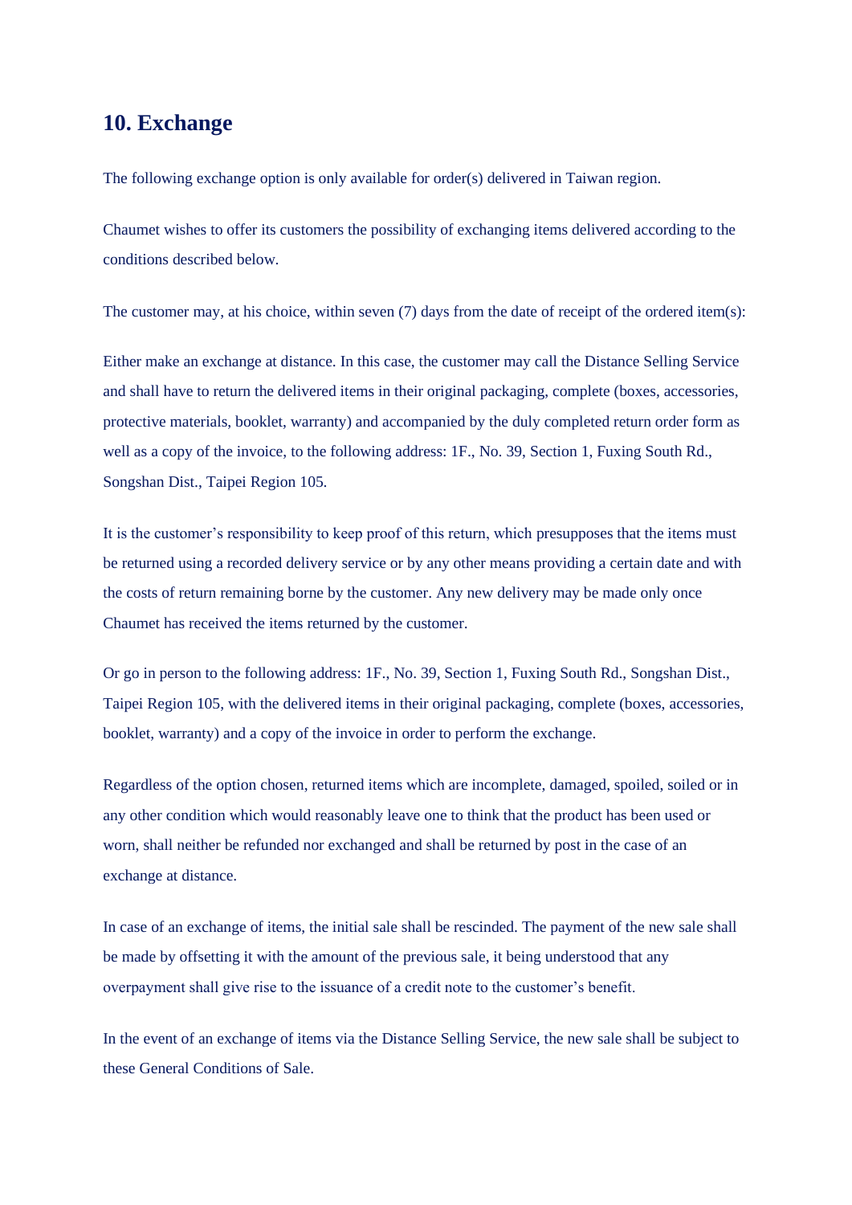## 10. Exchange

The following exchange option is only available for order(s) delivered in Taiwan region.

Chaumet wishes to offer its customers the possibility of exchanging items delivered according to the conditions described below.

The customer may, at his choice, within seven (7) days from the date of receipt of the ordered item(s):

Either make an exchange at distance. In this case, the customer may call the Distance Selling Service and shall have to return the delivered items in their original packaging, complete (boxes, accessories, protective materials, booklet, warranty) and accompanied by the duly completed return order form as well as a copy of the invoice, to the following address: 1F., No. 39, Section 1, Fuxing South Rd., Songshan Dist., Taipei Region 105.

It is the customer's responsibility to keep proof of this return, which presupposes that the items must be returned using a recorded delivery service or by any other means providing a certain date and with the costs of return remaining borne by the customer. Any new delivery may be made only once Chaumet has received the items returned by the customer.

Or go in person to the following address: 1F., No. 39, Section 1, Fuxing South Rd., Songshan Dist., Taipei Region 105, with the delivered items in their original packaging, complete (boxes, accessories, booklet, warranty) and a copy of the invoice in order to perform the exchange.

Regardless of the option chosen, returned items which are incomplete, damaged, spoiled, soiled or in any other condition which would reasonably leave one to think that the product has been used or worn, shall neither be refunded nor exchanged and shall be returned by post in the case of an exchange at distance.

In case of an exchange of items, the initial sale shall be rescinded. The payment of the new sale shall be made by offsetting it with the amount of the previous sale, it being understood that any overpayment shall give rise to the issuance of a credit note to the customer's benefit.

In the event of an exchange of items via the Distance Selling Service, the new sale shall be subject to these General Conditions of Sale.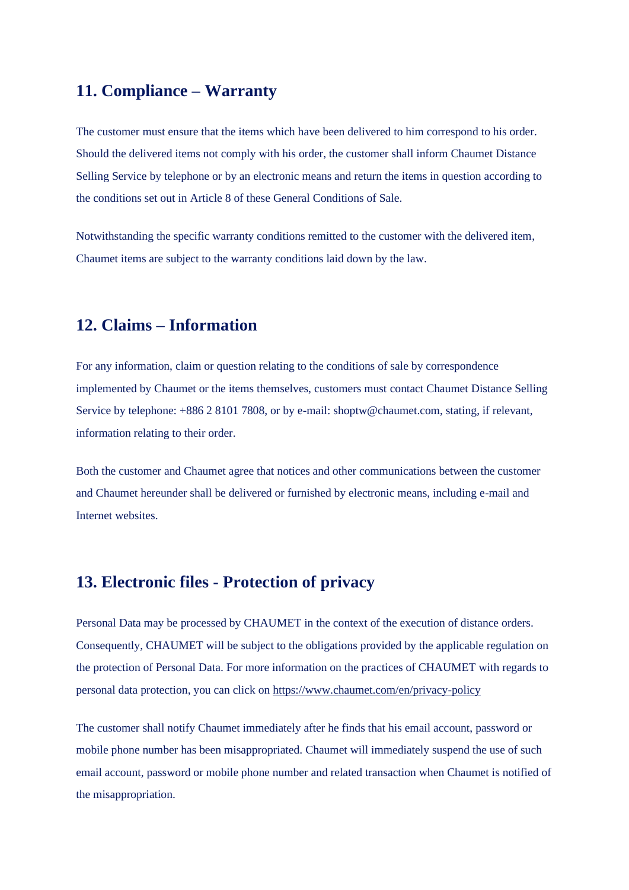## 11. Compliance – Warranty

The customer must ensure that the items which have been delivered to him correspond to his order. Should the delivered items not comply with his order, the customer shall inform Chaumet Distance Selling Service by telephone or by an electronic means and return the items in question according to the conditions set out in Article 8 of these General Conditions of Sale.

Notwithstanding the specific warranty conditions remitted to the customer with the delivered item, Chaumet items are subject to the warranty conditions laid down by the law.

## 12. Claims – Information

For any information, claim or question relating to the conditions of sale by correspondence implemented by Chaumet or the items themselves, customers must contact Chaumet Distance Selling Service by telephone: +886 2 8101 7808, or by e-mail: shoptw@chaumet.com, stating, if relevant, information relating to their order.

Both the customer and Chaumet agree that notices and other communications between the customer and Chaumet hereunder shall be delivered or furnished by electronic means, including e-mail and Internet websites.

## 13. Electronic files - Protection of privacy

Personal Data may be processed by CHAUMET in the context of the execution of distance orders. Consequently, CHAUMET will be subject to the obligations provided by the applicable regulation on the protection of Personal Data. For more information on the practices of CHAUMET with regards to personal data protection, you can click on [https://www.chaumet.com/en/privacy-policy](https://www.chaumet.com/en/privacy-policy)

The customer shall notify Chaumet immediately after he finds that his email account, password or mobile phone number has been misappropriated. Chaumet will immediately suspend the use of such email account, password or mobile phone number and related transaction when Chaumet is notified of the misappropriation.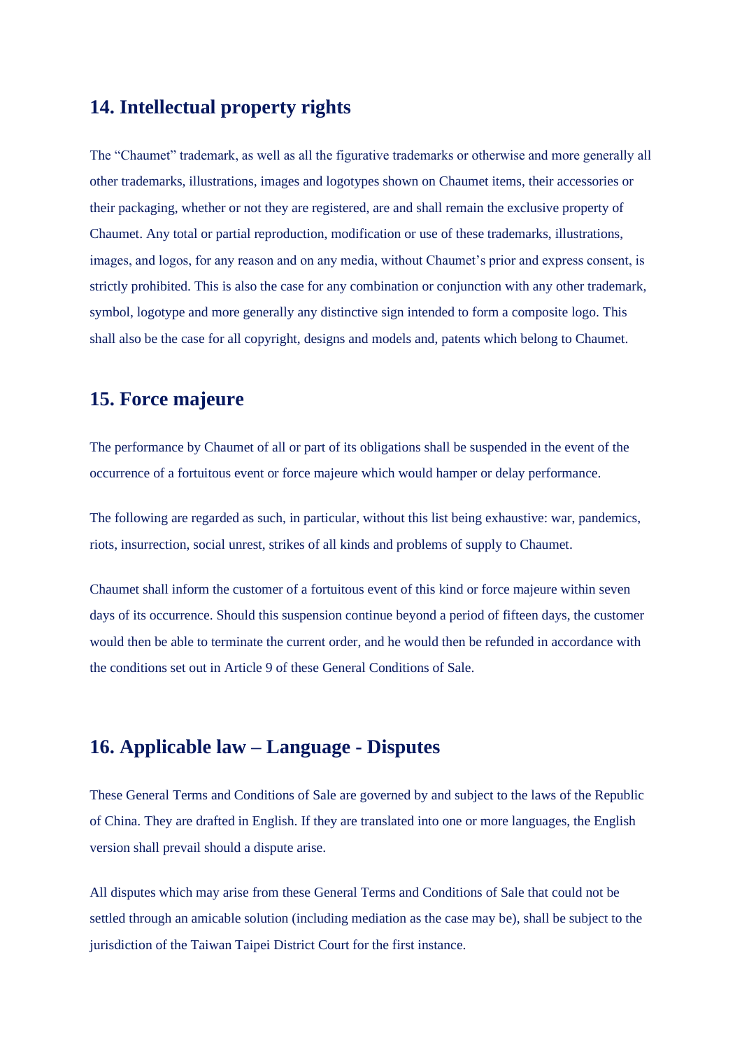## 14. Intellectual property rights

The "Chaumet" trademark, as well as all the figurative trademarks or otherwise and more generally all other trademarks, illustrations, images and logotypes shown on Chaumet items, their accessories or their packaging, whether or not they are registered, are and shall remain the exclusive property of Chaumet. Any total or partial reproduction, modification or use of these trademarks, illustrations, images, and logos, for any reason and on any media, without Chaumet's prior and express consent, is strictly prohibited. This is also the case for any combination or conjunction with any other trademark, symbol, logotype and more generally any distinctive sign intended to form a composite logo. This shall also be the case for all copyright, designs and models and, patents which belong to Chaumet.

## 15. Force majeure

The performance by Chaumet of all or part of its obligations shall be suspended in the event of the occurrence of a fortuitous event or force majeure which would hamper or delay performance.

The following are regarded as such, in particular, without this list being exhaustive: war, pandemics, riots, insurrection, social unrest, strikes of all kinds and problems of supply to Chaumet.

Chaumet shall inform the customer of a fortuitous event of this kind or force majeure within seven days of its occurrence. Should this suspension continue beyond a period of fifteen days, the customer would then be able to terminate the current order, and he would then be refunded in accordance with the conditions set out in Article 9 of these General Conditions of Sale.

## 16. Applicable law – Language - Disputes

These General Terms and Conditions of Sale are governed by and subject to the laws of the Republic of China. They are drafted in English. If they are translated into one or more languages, the English version shall prevail should a dispute arise.

All disputes which may arise from these General Terms and Conditions of Sale that could not be settled through an amicable solution (including mediation as the case may be), shall be subject to the jurisdiction of the Taiwan Taipei District Court for the first instance.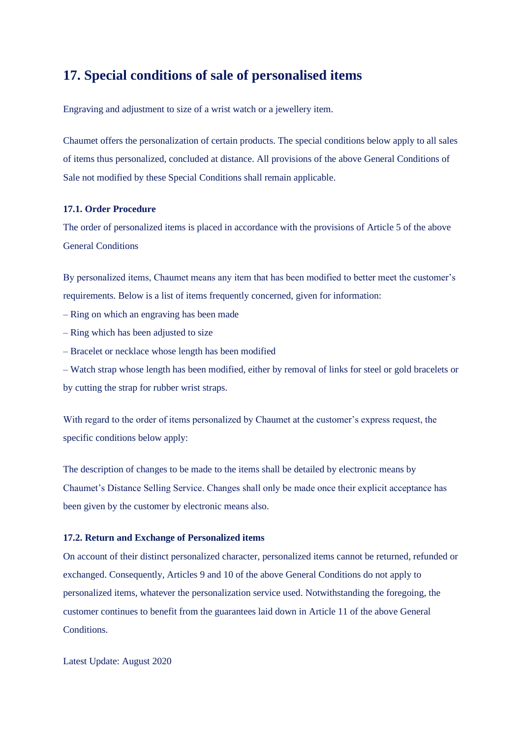## 17. Special conditions of sale of personalised items

Engraving and adjustment to size of a wrist watch or a jewellery item.

Chaumet offers the personalization of certain products. The special conditions below apply to all sales of items thus personalized, concluded at distance. All provisions of the above General Conditions of Sale not modified by these Special Conditions shall remain applicable.

### 17.1. Order Procedure

The order of personalized items is placed in accordance with the provisions of Article 5 of the above General Conditions

By personalized items, Chaumet means any item that has been modified to better meet the customer's requirements. Below is a list of items frequently concerned, given for information:

– Ring on which an engraving has been made

– Ring which has been adjusted to size

– Bracelet or necklace whose length has been modified

– Watch strap whose length has been modified, either by removal of links for steel or gold bracelets or by cutting the strap for rubber wrist straps.

With regard to the order of items personalized by Chaumet at the customer's express request, the specific conditions below apply:

The description of changes to be made to the items shall be detailed by electronic means by Chaumet's Distance Selling Service. Changes shall only be made once their explicit acceptance has been given by the customer by electronic means also.

### 17.2. Return and Exchange of Personalized items

On account of their distinct personalized character, personalized items cannot be returned, refunded or exchanged. Consequently, Articles 9 and 10 of the above General Conditions do not apply to personalized items, whatever the personalization service used. Notwithstanding the foregoing, the customer continues to benefit from the guarantees laid down in Article 11 of the above General Conditions.

Latest Update: August 2020